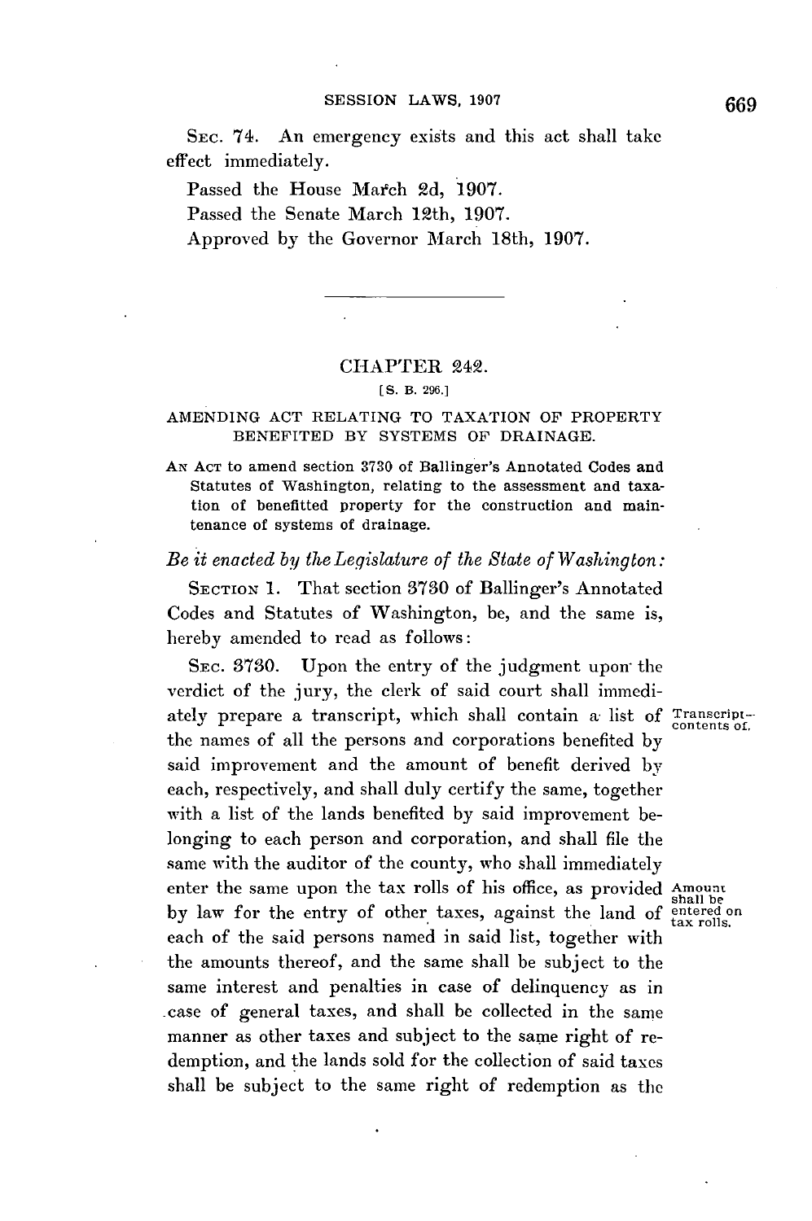SEC. 74. An emergency exists and this act shall take effect immediately.

Passed the House March 2d, 1907.

Passed the Senate March 12th, 1907.

Approved by the Governor March 18th, 1907.

---

## CHAPTER 242.

[S. B. 296.]

### AMENDING ACT RELATING TO TAXATION OF PROPERTY BENEFITED BY SYSTEMS OF DRAINAGE.

AN ACT to amend section 3730 of Ballinger's Annotated Codes and Statutes of Washington, relating to the assessment and taxation of benefitted property for the construction and maintenance of systems of drainage.

*Be it enacted by the Legislature of the State of Washington:*

SECTION 1. That section 3730 of Ballinger's Annotated Codes and Statutes of Washington, be, and the same is, hereby amended to read as follows:

SEC. 3730. Upon the entry of the judgment upon the verdict of the jury, the clerk of said court shall immediately prepare a transcript, which shall contain a list of the names of all the persons and corporations benefited by said improvement and the amount of benefit derived by each, respectively, and shall duly certify the same, together with a list of the lands benefited by said improvement belonging to each person and corporation, and shall file the same with the auditor of the county, who shall immediately enter the same upon the tax rolls of his office, as provided by law for the entry of other taxes, against the land of each of the said persons named in said list, together with the amounts thereof, and the same shall be subject to the same interest and penalties in case of delinquency as in case of general taxes, and shall be collected in the same manner as other taxes and subject to the same right of redemption, and the lands sold for the collection of said taxes shall be subject to the same right of redemption as the

Transcript—contents of.

Amount shall be entered on tax rolls.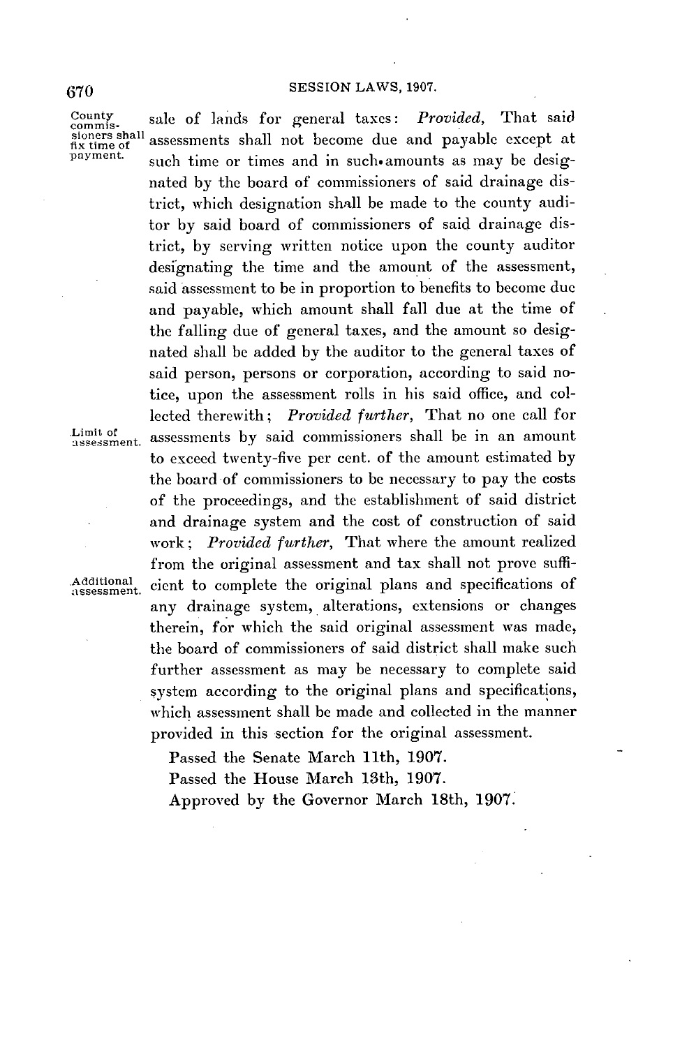sale of lands for general taxes: *Provided*, That said assessments shall not become due and payable except at such time or times and in such amounts as may be designated by the board of commissioners of said drainage district, which designation shall be made to the county auditor by said board of commissioners of said drainage district, by serving written notice upon the county auditor designating the time and the amount of the assessment, said assessment to be in proportion to benefits to become due and payable, which amount shall fall due at the time of the falling due of general taxes, and the amount so designated shall be added by the auditor to the general taxes of said person, persons or corporation, according to said notice, upon the assessment rolls in his said office, and collected therewith; *Provided further*, That no one call for assessments by said commissioners shall be in an amount to exceed twenty-five per cent. of the amount estimated by the board of commissioners to be necessary to pay the costs of the proceedings, and the establishment of said district and drainage system and the cost of construction of said work; *Provided further*, That where the amount realized from the original assessment and tax shall not prove sufficient to complete the original plans and specifications of any drainage system, alterations, extensions or changes therein, for which the said original assessment was made, the board of commissioners of said district shall make such further assessment as may be necessary to complete said system according to the original plans and specifications, which assessment shall be made and collected in the manner provided in this section for the original assessment.

County commissioners shall fix time of payment.

Limit of assessment.

Additional assessment.

Passed the Senate March 11th, 1907.

Passed the House March 13th, 1907.

Approved by the Governor March 18th, 1907.